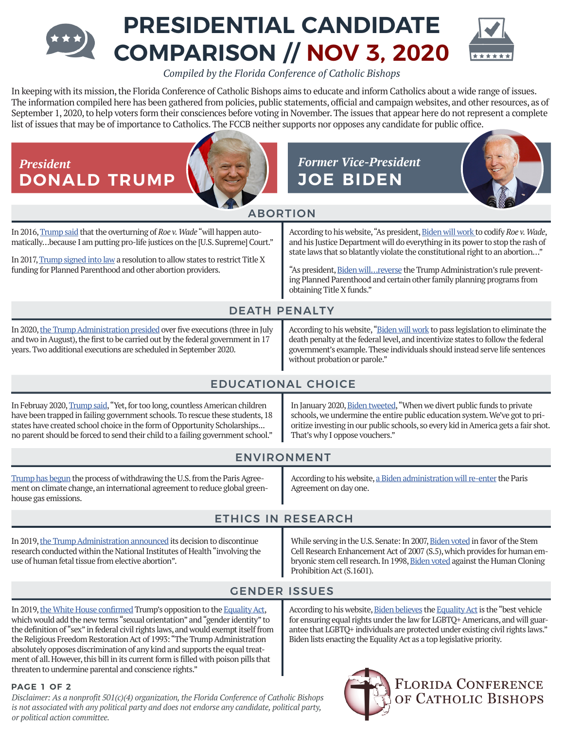# PRESIDENTIAL CANDIDATE COMPARISON // NOV 3, 2020

*Compiled by the Florida Conference of Catholic Bishops*

In keeping with its mission, the Florida Conference of Catholic Bishops aims to educate and inform Catholics about a wide range of issues. The information compiled here has been gathered from policies, public statements, official and campaign websites, and other resources, as of September 1, 2020, to help voters form their consciences before voting in November. The issues that appear here do not represent a complete list of issues that may be of importance to Catholics. The FCCB neither supports nor opposes any candidate for public office.

| *President* **DONALD TRUMP** | *Former Vice-President* **JOE BIDEN** |
|---|---|
| **ABORTION** | |
| In 2016, Trump said that the overturning of *Roe v. Wade* "will happen automatically…because I am putting pro-life justices on the [U.S. Supreme] Court."<br><br>In 2017, Trump signed into law a resolution to allow states to restrict Title X funding for Planned Parenthood and other abortion providers. | According to his website, "As president, Biden will work to codify *Roe v. Wade*, and his Justice Department will do everything in its power to stop the rash of state laws that so blatantly violate the constitutional right to an abortion…"<br><br>"As president, Biden will…reverse the Trump Administration's rule preventing Planned Parenthood and certain other family planning programs from obtaining Title X funds." |
| **DEATH PENALTY** | |
| In 2020, the Trump Administration presided over five executions (three in July and two in August), the first to be carried out by the federal government in 17 years. Two additional executions are scheduled in September 2020. | According to his website, "Biden will work to pass legislation to eliminate the death penalty at the federal level, and incentivize states to follow the federal government's example. These individuals should instead serve life sentences without probation or parole." |
| **EDUCATIONAL CHOICE** | |
| In February 2020, Trump said, "Yet, for too long, countless American children have been trapped in failing government schools. To rescue these students, 18 states have created school choice in the form of Opportunity Scholarships… no parent should be forced to send their child to a failing government school." | In January 2020, Biden tweeted, "When we divert public funds to private schools, we undermine the entire public education system. We've got to prioritize investing in our public schools, so every kid in America gets a fair shot. That's why I oppose vouchers." |
| **ENVIRONMENT** | |
| Trump has begun the process of withdrawing the U.S. from the Paris Agreement on climate change, an international agreement to reduce global greenhouse gas emissions. | According to his website, a Biden administration will re-enter the Paris Agreement on day one. |
| **ETHICS IN RESEARCH** | |
| In 2019, the Trump Administration announced its decision to discontinue research conducted within the National Institutes of Health "involving the use of human fetal tissue from elective abortion". | While serving in the U.S. Senate: In 2007, Biden voted in favor of the Stem Cell Research Enhancement Act of 2007 (S.5), which provides for human embryonic stem cell research. In 1998, Biden voted against the Human Cloning Prohibition Act (S.1601). |
| **GENDER ISSUES** | |
| In 2019, the White House confirmed Trump's opposition to the Equality Act, which would add the new terms "sexual orientation" and "gender identity" to the definition of "sex" in federal civil rights laws, and would exempt itself from the Religious Freedom Restoration Act of 1993: "The Trump Administration absolutely opposes discrimination of any kind and supports the equal treatment of all. However, this bill in its current form is filled with poison pills that threaten to undermine parental and conscience rights." | According to his website, Biden believes the Equality Act is the "best vehicle for ensuring equal rights under the law for LGBTQ+ Americans, and will guarantee that LGBTQ+ individuals are protected under existing civil rights laws." Biden lists enacting the Equality Act as a top legislative priority. |

*Disclaimer: As a nonprofit 501(c)(4) organization, the Florida Conference of Catholic Bishops is not associated with any political party and does not endorse any candidate, political party, or political action committee.*

FLORIDA CONFERENCE OF CATHOLIC BISHOPS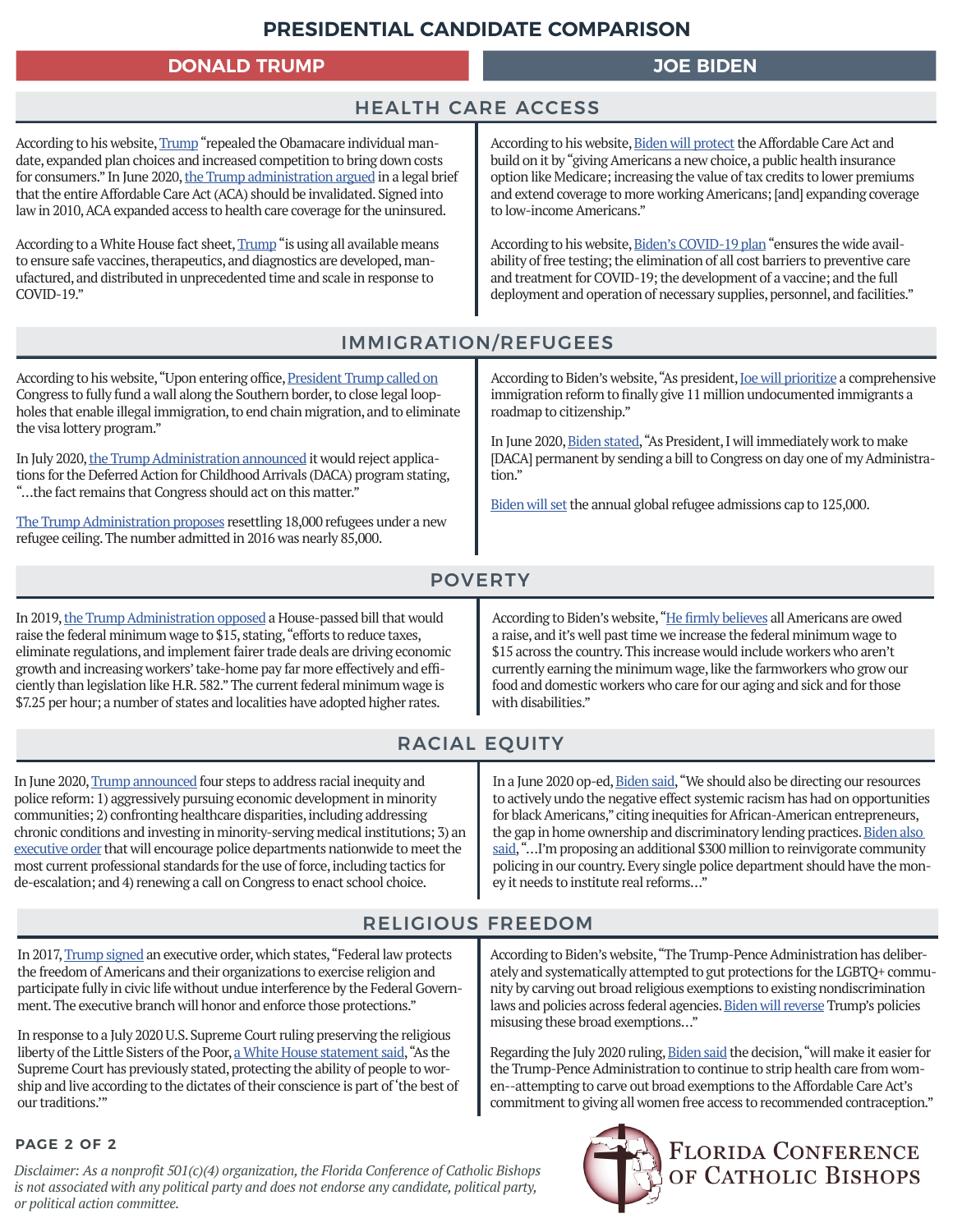# PRESIDENTIAL CANDIDATE COMPARISON

## HEALTH CARE ACCESS

### DONALD TRUMP

According to his website, Trump "repealed the Obamacare individual mandate, expanded plan choices and increased competition to bring down costs for consumers." In June 2020, the Trump administration argued in a legal brief that the entire Affordable Care Act (ACA) should be invalidated. Signed into law in 2010, ACA expanded access to health care coverage for the uninsured.

According to a White House fact sheet, Trump "is using all available means to ensure safe vaccines, therapeutics, and diagnostics are developed, manufactured, and distributed in unprecedented time and scale in response to COVID-19."

### JOE BIDEN

According to his website, Biden will protect the Affordable Care Act and build on it by "giving Americans a new choice, a public health insurance option like Medicare; increasing the value of tax credits to lower premiums and extend coverage to more working Americans; [and] expanding coverage to low-income Americans."

According to his website, Biden's COVID-19 plan "ensures the wide availability of free testing; the elimination of all cost barriers to preventive care and treatment for COVID-19; the development of a vaccine; and the full deployment and operation of necessary supplies, personnel, and facilities."

## IMMIGRATION/REFUGEES

### DONALD TRUMP

According to his website, "Upon entering office, President Trump called on Congress to fully fund a wall along the Southern border, to close legal loopholes that enable illegal immigration, to end chain migration, and to eliminate the visa lottery program."

In July 2020, the Trump Administration announced it would reject applications for the Deferred Action for Childhood Arrivals (DACA) program stating, "…the fact remains that Congress should act on this matter."

The Trump Administration proposes resettling 18,000 refugees under a new refugee ceiling. The number admitted in 2016 was nearly 85,000.

### JOE BIDEN

According to Biden's website, "As president, Joe will prioritize a comprehensive immigration reform to finally give 11 million undocumented immigrants a roadmap to citizenship."

In June 2020, Biden stated, "As President, I will immediately work to make [DACA] permanent by sending a bill to Congress on day one of my Administration."

Biden will set the annual global refugee admissions cap to 125,000.

## POVERTY

### DONALD TRUMP

In 2019, the Trump Administration opposed a House-passed bill that would raise the federal minimum wage to $15, stating, "efforts to reduce taxes, eliminate regulations, and implement fairer trade deals are driving economic growth and increasing workers' take-home pay far more effectively and efficiently than legislation like H.R. 582." The current federal minimum wage is $7.25 per hour; a number of states and localities have adopted higher rates.

### JOE BIDEN

According to Biden's website, "He firmly believes all Americans are owed a raise, and it's well past time we increase the federal minimum wage to $15 across the country. This increase would include workers who aren't currently earning the minimum wage, like the farmworkers who grow our food and domestic workers who care for our aging and sick and for those with disabilities."

## RACIAL EQUITY

### DONALD TRUMP

In June 2020, Trump announced four steps to address racial inequity and police reform: 1) aggressively pursuing economic development in minority communities; 2) confronting healthcare disparities, including addressing chronic conditions and investing in minority-serving medical institutions; 3) an executive order that will encourage police departments nationwide to meet the most current professional standards for the use of force, including tactics for de-escalation; and 4) renewing a call on Congress to enact school choice.

### JOE BIDEN

In a June 2020 op-ed, Biden said, "We should also be directing our resources to actively undo the negative effect systemic racism has had on opportunities for black Americans," citing inequities for African-American entrepreneurs, the gap in home ownership and discriminatory lending practices. Biden also said, "…I'm proposing an additional $300 million to reinvigorate community policing in our country. Every single police department should have the money it needs to institute real reforms…"

## RELIGIOUS FREEDOM

### DONALD TRUMP

In 2017, Trump signed an executive order, which states, "Federal law protects the freedom of Americans and their organizations to exercise religion and participate fully in civic life without undue interference by the Federal Government. The executive branch will honor and enforce those protections."

In response to a July 2020 U.S. Supreme Court ruling preserving the religious liberty of the Little Sisters of the Poor, a White House statement said, "As the Supreme Court has previously stated, protecting the ability of people to worship and live according to the dictates of their conscience is part of 'the best of our traditions.'"

### JOE BIDEN

According to Biden's website, "The Trump-Pence Administration has deliberately and systematically attempted to gut protections for the LGBTQ+ community by carving out broad religious exemptions to existing nondiscrimination laws and policies across federal agencies. Biden will reverse Trump's policies misusing these broad exemptions…"

Regarding the July 2020 ruling, Biden said the decision, "will make it easier for the Trump-Pence Administration to continue to strip health care from women--attempting to carve out broad exemptions to the Affordable Care Act's commitment to giving all women free access to recommended contraception."

FLORIDA CONFERENCE OF CATHOLIC BISHOPS

*Disclaimer: As a nonprofit 501(c)(4) organization, the Florida Conference of Catholic Bishops is not associated with any political party and does not endorse any candidate, political party, or political action committee.*